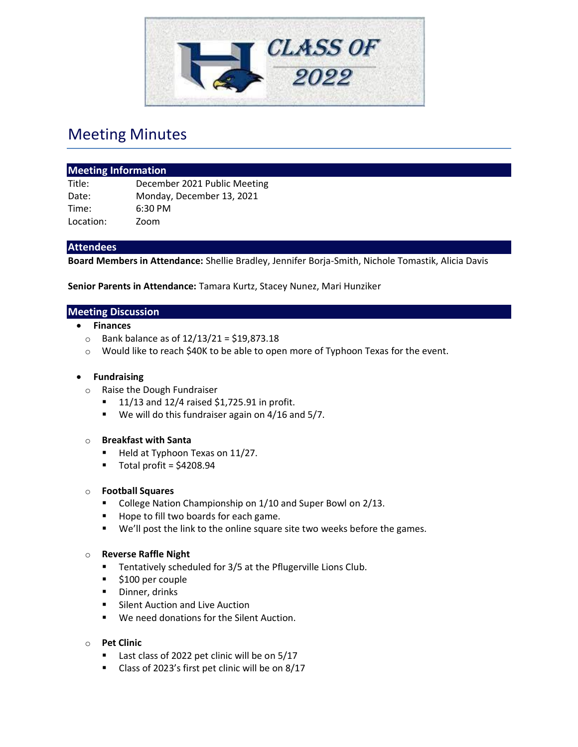CLASS OF 2022

# Meeting Minutes

## Meeting Information

Title: December 2021 Public Meeting
Date: Monday, December 13, 2021
Time: 6:30 PM
Location: Zoom

## Attendees

**Board Members in Attendance:** Shellie Bradley, Jennifer Borja-Smith, Nichole Tomastik, Alicia Davis

**Senior Parents in Attendance:** Tamara Kurtz, Stacey Nunez, Mari Hunziker

## Meeting Discussion

- **Finances**
  - Bank balance as of 12/13/21 = $19,873.18
  - Would like to reach $40K to be able to open more of Typhoon Texas for the event.

- **Fundraising**
  - Raise the Dough Fundraiser
    - 11/13 and 12/4 raised $1,725.91 in profit.
    - We will do this fundraiser again on 4/16 and 5/7.

  - **Breakfast with Santa**
    - Held at Typhoon Texas on 11/27.
    - Total profit = $4208.94

  - **Football Squares**
    - College Nation Championship on 1/10 and Super Bowl on 2/13.
    - Hope to fill two boards for each game.
    - We'll post the link to the online square site two weeks before the games.

  - **Reverse Raffle Night**
    - Tentatively scheduled for 3/5 at the Pflugerville Lions Club.
    - $100 per couple
    - Dinner, drinks
    - Silent Auction and Live Auction
    - We need donations for the Silent Auction.

  - **Pet Clinic**
    - Last class of 2022 pet clinic will be on 5/17
    - Class of 2023's first pet clinic will be on 8/17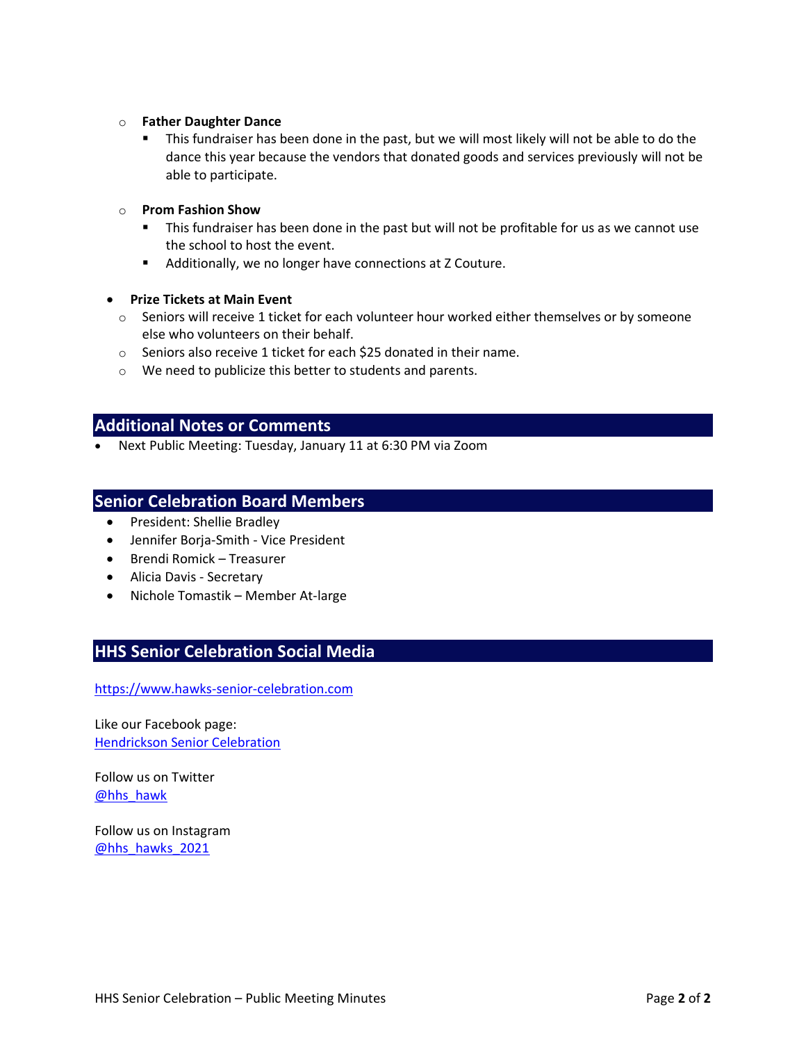- **Father Daughter Dance**
    - This fundraiser has been done in the past, but we will most likely will not be able to do the dance this year because the vendors that donated goods and services previously will not be able to participate.

  - **Prom Fashion Show**
    - This fundraiser has been done in the past but will not be profitable for us as we cannot use the school to host the event.
    - Additionally, we no longer have connections at Z Couture.

- **Prize Tickets at Main Event**
  - Seniors will receive 1 ticket for each volunteer hour worked either themselves or by someone else who volunteers on their behalf.
  - Seniors also receive 1 ticket for each $25 donated in their name.
  - We need to publicize this better to students and parents.

## Additional Notes or Comments

- Next Public Meeting: Tuesday, January 11 at 6:30 PM via Zoom

## Senior Celebration Board Members

- President: Shellie Bradley
- Jennifer Borja-Smith - Vice President
- Brendi Romick – Treasurer
- Alicia Davis - Secretary
- Nichole Tomastik – Member At-large

## HHS Senior Celebration Social Media

https://www.hawks-senior-celebration.com

Like our Facebook page:
Hendrickson Senior Celebration

Follow us on Twitter
@hhs_hawk

Follow us on Instagram
@hhs_hawks_2021